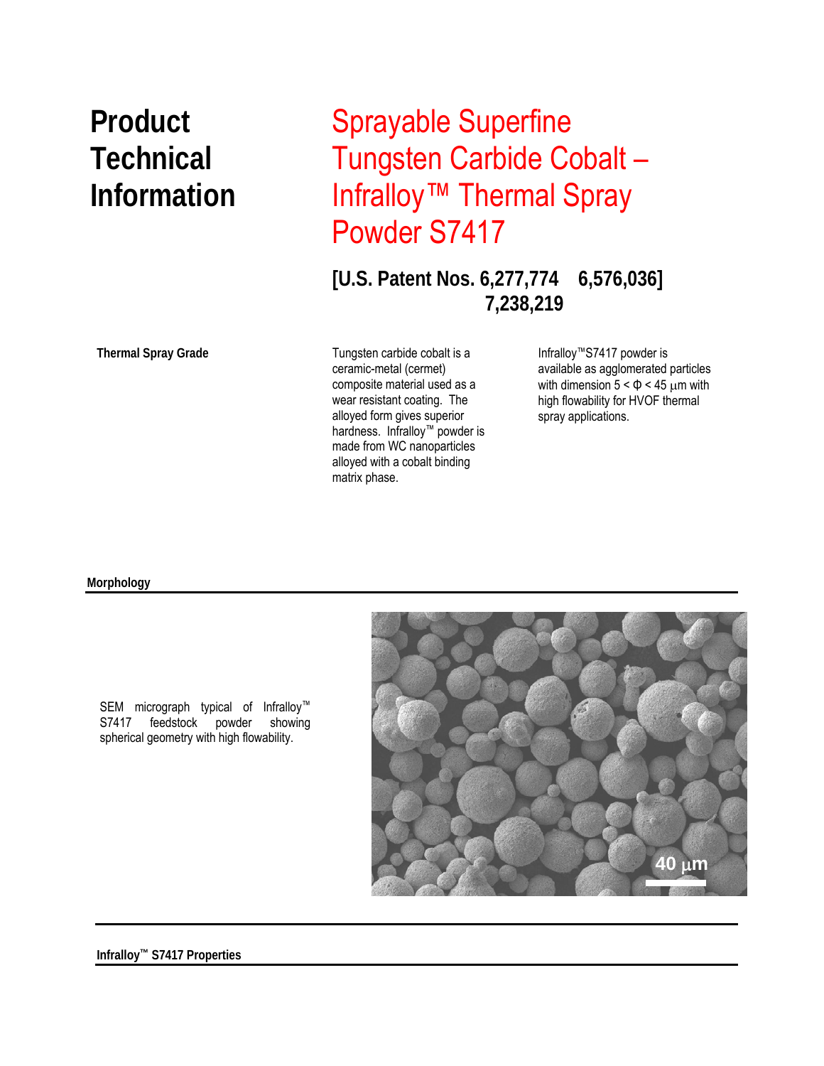# Product Technical Information

# SpraySuperfine Tungsten Carbide Cobalt – Infralloy™ Thermal Spray Powder S7417

**[U.S. Patent Nos. 6,277,774 6,576,036] 7,238,219**

**Thermal Spray Grade**

Tungsten carbide cobalt is a ceramic-metal (cermet) composite material used as a wear resistant coating. The alloyed form gives superior hardness. Infralloy™ powder is made from WC nanoparticles alloyed with a cobalt binding matrix phase.

Infralloy™S7417 powder is available as agglomerated particles with dimension $5 < \Phi < 45$ μm with high flowability for HVOF thermal spray applications.

**Morphology**

SEM micrograph typical of Infralloy™ S7417 feedstock powder showing spherical geometry with high flowability.

**Infralloy™ S7417 Properties**

# Product Technical Information

# Sprayable Superfine Tungsten Carbide Cobalt – Infralloy™ Thermal Spray Powder S7417

**[U.S. Patent Nos. 6,277,774 6,576,036] 7,238,219**

**Thermal Spray Grade**

Tungsten carbide cobalt is a ceramic-metal (cermet) composite material used as a wear resistant coating. The alloyed form gives superior hardness. Infralloy™ powder is made from WC nanoparticles alloyed with a cobalt binding matrix phase.

Infralloy™S7417 powder is available as agglomerated particles with dimension $5 < \Phi < 45$ μm with high flowability for HVOF thermal spray applications.

**Morphology**

SEM micrograph typical of Infralloy™ S7417 feedstock powder showing spherical geometry with high flowability.

**Infralloy™ S7417 Properties**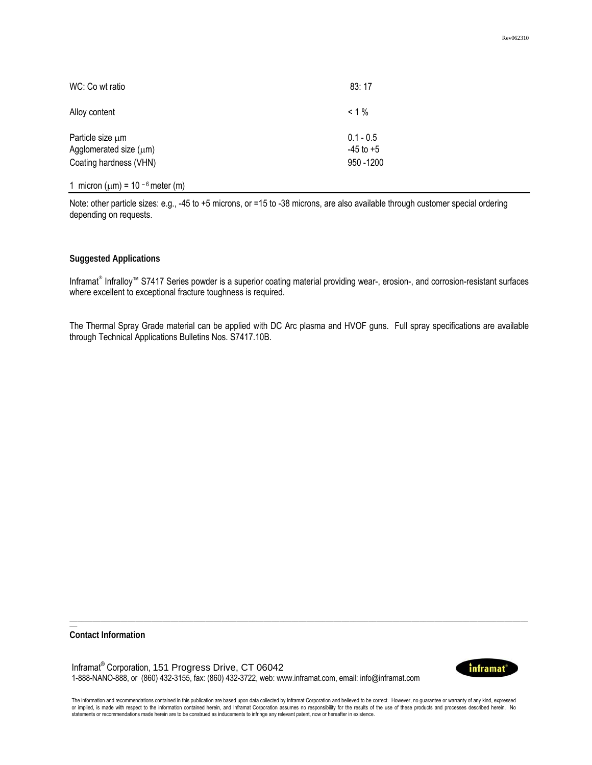| | |
|---|---|
| WC: Co wt ratio | 83: 17 |
| Alloy content | < 1 % |
| Particle size μm | 0.1 - 0.5 |
| Agglomerated size (μm) | -45 to +5 |
| Coating hardness (VHN) | 950 -1200 |

1 micron (μm) = $10^{-6}$ meter (m)

Note: other particle sizes: e.g., -45 to +5 microns, or =15 to -38 microns, are also available through customer special ordering depending on requests.

**Suggested Applications**

Inframat® Infralloy™ S7417 Series powder is a superior coating material providing wear-, erosion-, and corrosion-resistant surfaces where excellent to exceptional fracture toughness is required.

The Thermal Spray Grade material can be applied with DC Arc plasma and HVOF guns. Full spray specifications are available through Technical Applications Bulletins Nos. S7417.10B.

**Contact Information**

Inframat® Corporation, 151 Progress Drive, CT 06042
1-888-NANO-888, or (860) 432-3155, fax: (860) 432-3722, web: www.inframat.com, email: info@inframat.com

The information and recommendations contained in this publication are based upon data collected by Inframat Corporation and believed to be correct. However, no guarantee or warranty of any kind, expressed or implied, is made with respect to the information contained herein, and Inframat Corporation assumes no responsibility for the results of the use of these products and processes described herein. No statements or recommendations made herein are to be construed as inducements to infringe any relevant patent, now or hereafter in existence.